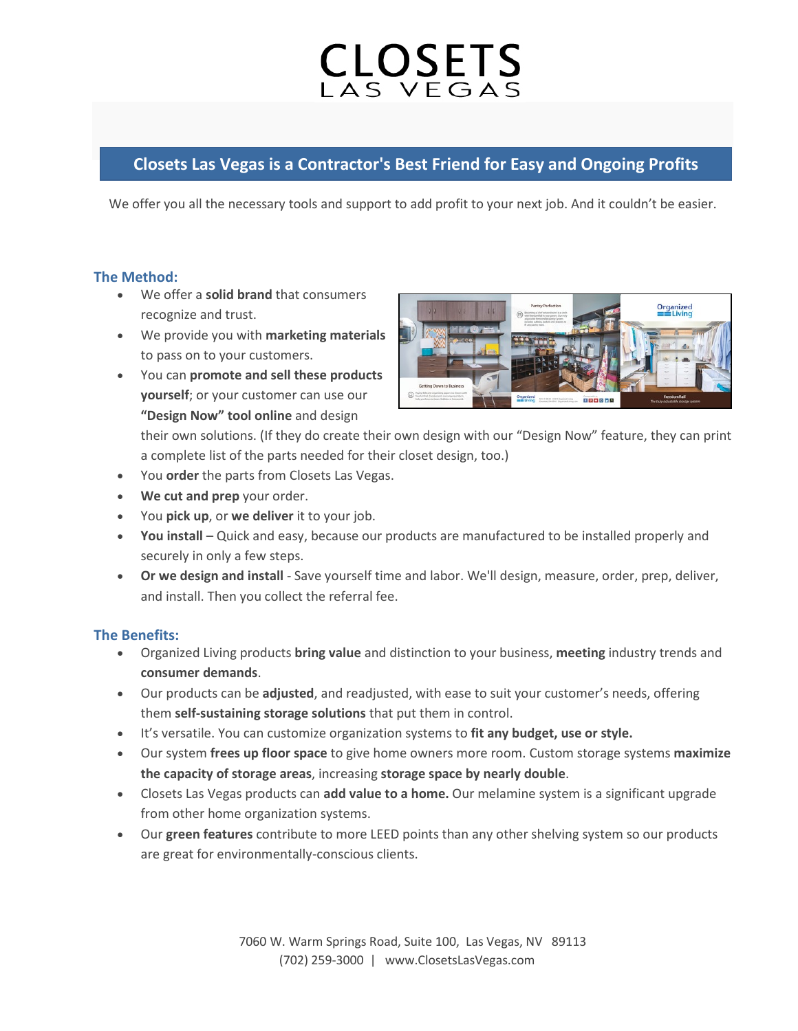# CLOSETS
LAS VEGAS

## Closets Las Vegas is a Contractor's Best Friend for Easy and Ongoing Profits

We offer you all the necessary tools and support to add profit to your next job. And it couldn't be easier.

### The Method:

- We offer a **solid brand** that consumers recognize and trust.
- We provide you with **marketing materials** to pass on to your customers.
- You can **promote and sell these products yourself**; or your customer can use our **"Design Now" tool online** and design their own solutions. (If they do create their own design with our "Design Now" feature, they can print a complete list of the parts needed for their closet design, too.)
- You **order** the parts from Closets Las Vegas.
- **We cut and prep** your order.
- You **pick up**, or **we deliver** it to your job.
- **You install** – Quick and easy, because our products are manufactured to be installed properly and securely in only a few steps.
- **Or we design and install** - Save yourself time and labor. We'll design, measure, order, prep, deliver, and install. Then you collect the referral fee.

### The Benefits:

- Organized Living products **bring value** and distinction to your business, **meeting** industry trends and **consumer demands**.
- Our products can be **adjusted**, and readjusted, with ease to suit your customer's needs, offering them **self-sustaining storage solutions** that put them in control.
- It's versatile. You can customize organization systems to **fit any budget, use or style.**
- Our system **frees up floor space** to give home owners more room. Custom storage systems **maximize the capacity of storage areas**, increasing **storage space by nearly double**.
- Closets Las Vegas products can **add value to a home.** Our melamine system is a significant upgrade from other home organization systems.
- Our **green features** contribute to more LEED points than any other shelving system so our products are great for environmentally-conscious clients.

7060 W. Warm Springs Road, Suite 100, Las Vegas, NV 89113
(702) 259-3000 | www.ClosetsLasVegas.com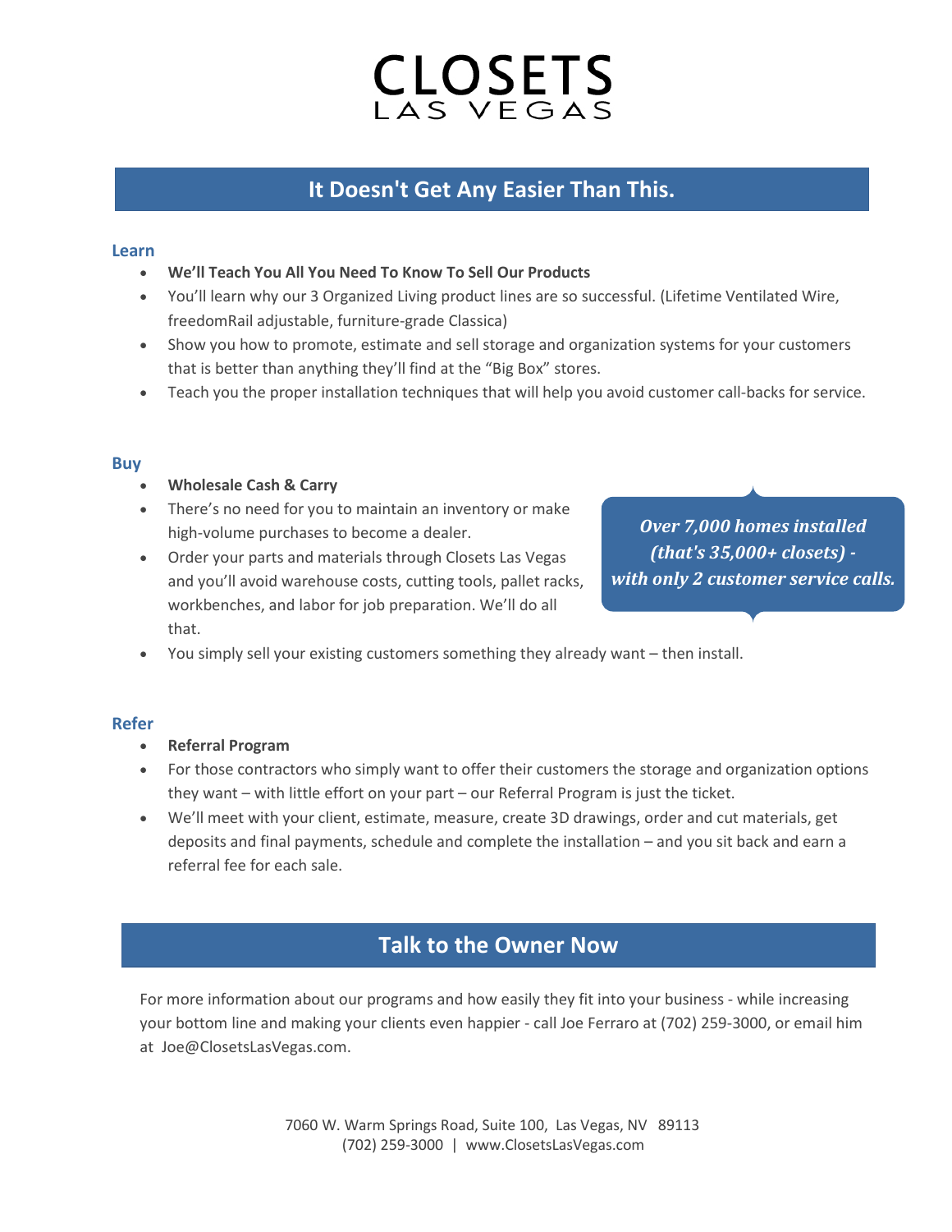# CLOSETS
LAS VEGAS

## It Doesn't Get Any Easier Than This.

### Learn

- **We'll Teach You All You Need To Know To Sell Our Products**
- You'll learn why our 3 Organized Living product lines are so successful. (Lifetime Ventilated Wire, freedomRail adjustable, furniture-grade Classica)
- Show you how to promote, estimate and sell storage and organization systems for your customers that is better than anything they'll find at the "Big Box" stores.
- Teach you the proper installation techniques that will help you avoid customer call-backs for service.

### Buy

- **Wholesale Cash & Carry**
- There's no need for you to maintain an inventory or make high-volume purchases to become a dealer.
- Order your parts and materials through Closets Las Vegas and you'll avoid warehouse costs, cutting tools, pallet racks, workbenches, and labor for job preparation. We'll do all that.
- You simply sell your existing customers something they already want – then install.

***Over 7,000 homes installed (that's 35,000+ closets) - with only 2 customer service calls.***

### Refer

- **Referral Program**
- For those contractors who simply want to offer their customers the storage and organization options they want – with little effort on your part – our Referral Program is just the ticket.
- We'll meet with your client, estimate, measure, create 3D drawings, order and cut materials, get deposits and final payments, schedule and complete the installation – and you sit back and earn a referral fee for each sale.

## Talk to the Owner Now

For more information about our programs and how easily they fit into your business - while increasing your bottom line and making your clients even happier - call Joe Ferraro at (702) 259-3000, or email him at Joe@ClosetsLasVegas.com.

7060 W. Warm Springs Road, Suite 100, Las Vegas, NV 89113
(702) 259-3000 | www.ClosetsLasVegas.com